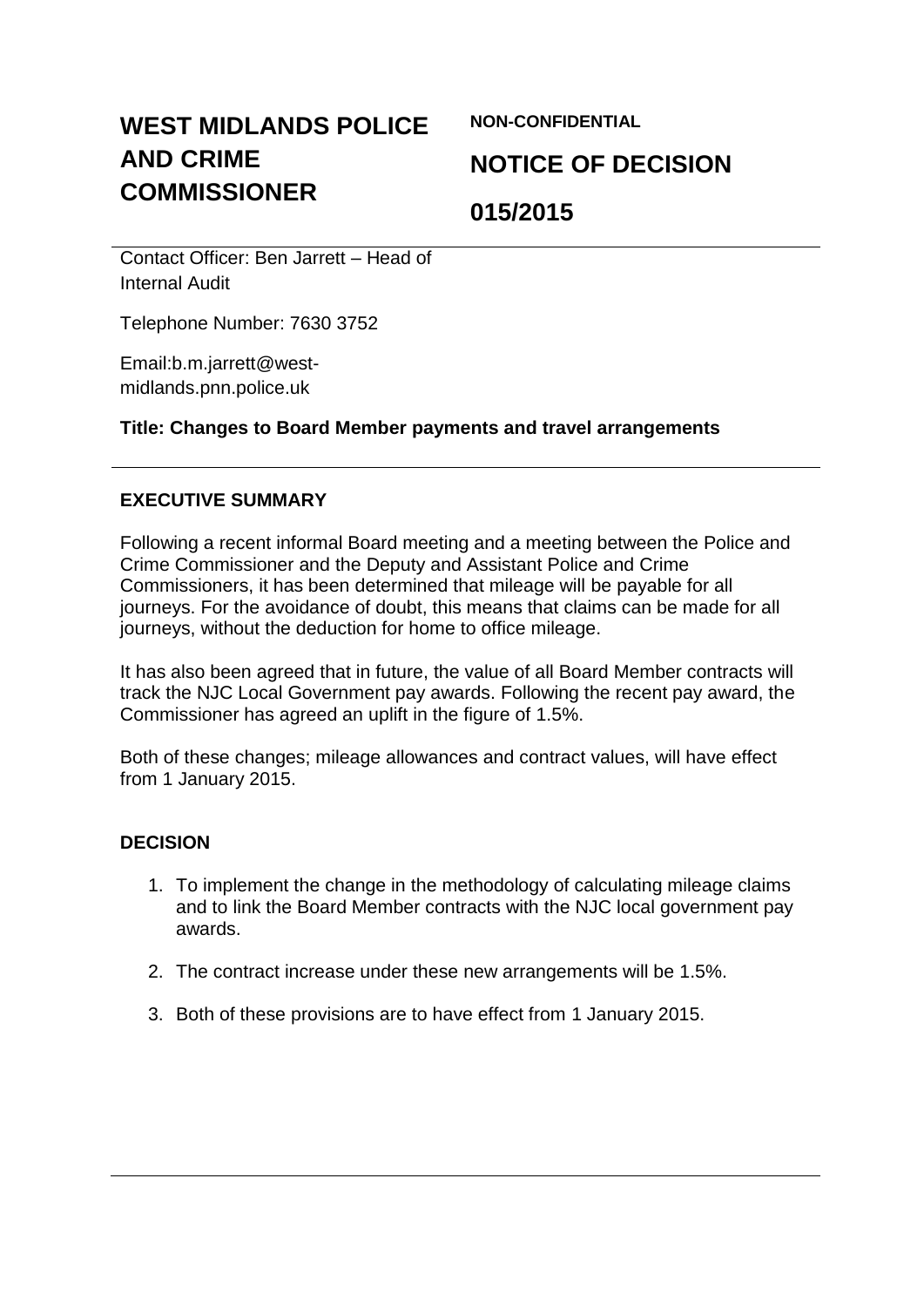# WEST MIDLANDS POLICE AND CRIME COMMISSIONER

**NON-CONFIDENTIAL**

## NOTICE OF DECISION

## 015/2015

Contact Officer: Ben Jarrett – Head of Internal Audit

Telephone Number: 7630 3752

Email:b.m.jarrett@west-midlands.pnn.police.uk

**Title: Changes to Board Member payments and travel arrangements**

---

### EXECUTIVE SUMMARY

Following a recent informal Board meeting and a meeting between the Police and Crime Commissioner and the Deputy and Assistant Police and Crime Commissioners, it has been determined that mileage will be payable for all journeys. For the avoidance of doubt, this means that claims can be made for all journeys, without the deduction for home to office mileage.

It has also been agreed that in future, the value of all Board Member contracts will track the NJC Local Government pay awards. Following the recent pay award, the Commissioner has agreed an uplift in the figure of 1.5%.

Both of these changes; mileage allowances and contract values, will have effect from 1 January 2015.

### DECISION

1. To implement the change in the methodology of calculating mileage claims and to link the Board Member contracts with the NJC local government pay awards.
2. The contract increase under these new arrangements will be 1.5%.
3. Both of these provisions are to have effect from 1 January 2015.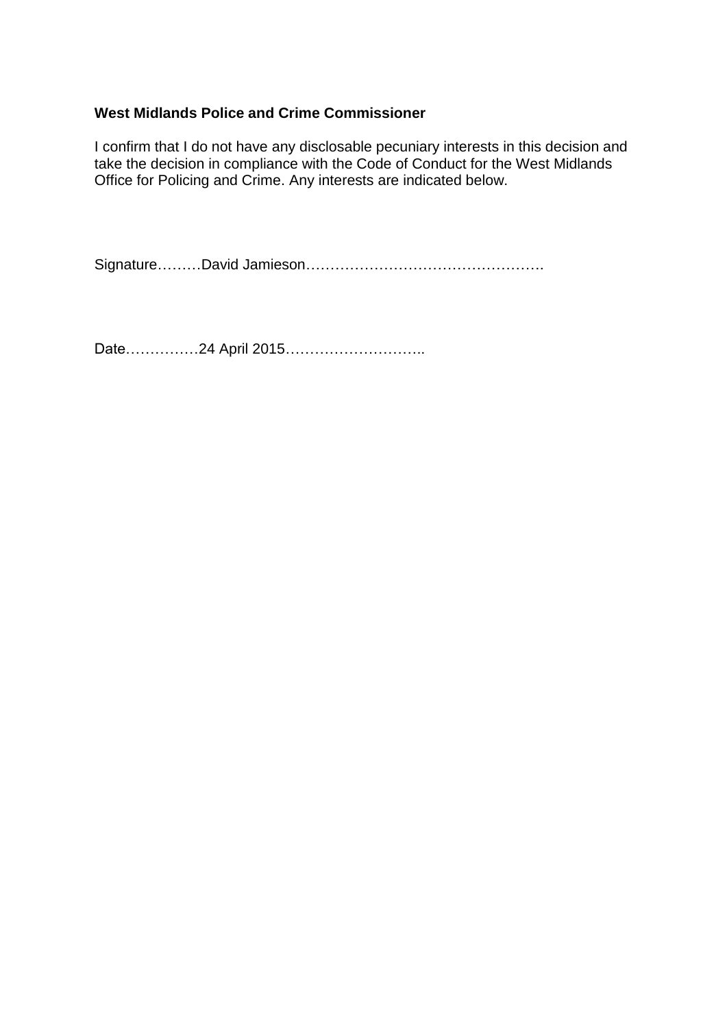**West Midlands Police and Crime Commissioner**

I confirm that I do not have any disclosable pecuniary interests in this decision and take the decision in compliance with the Code of Conduct for the West Midlands Office for Policing and Crime. Any interests are indicated below.

Signature………David Jamieson………………………………………….

Date……………24 April 2015………………………..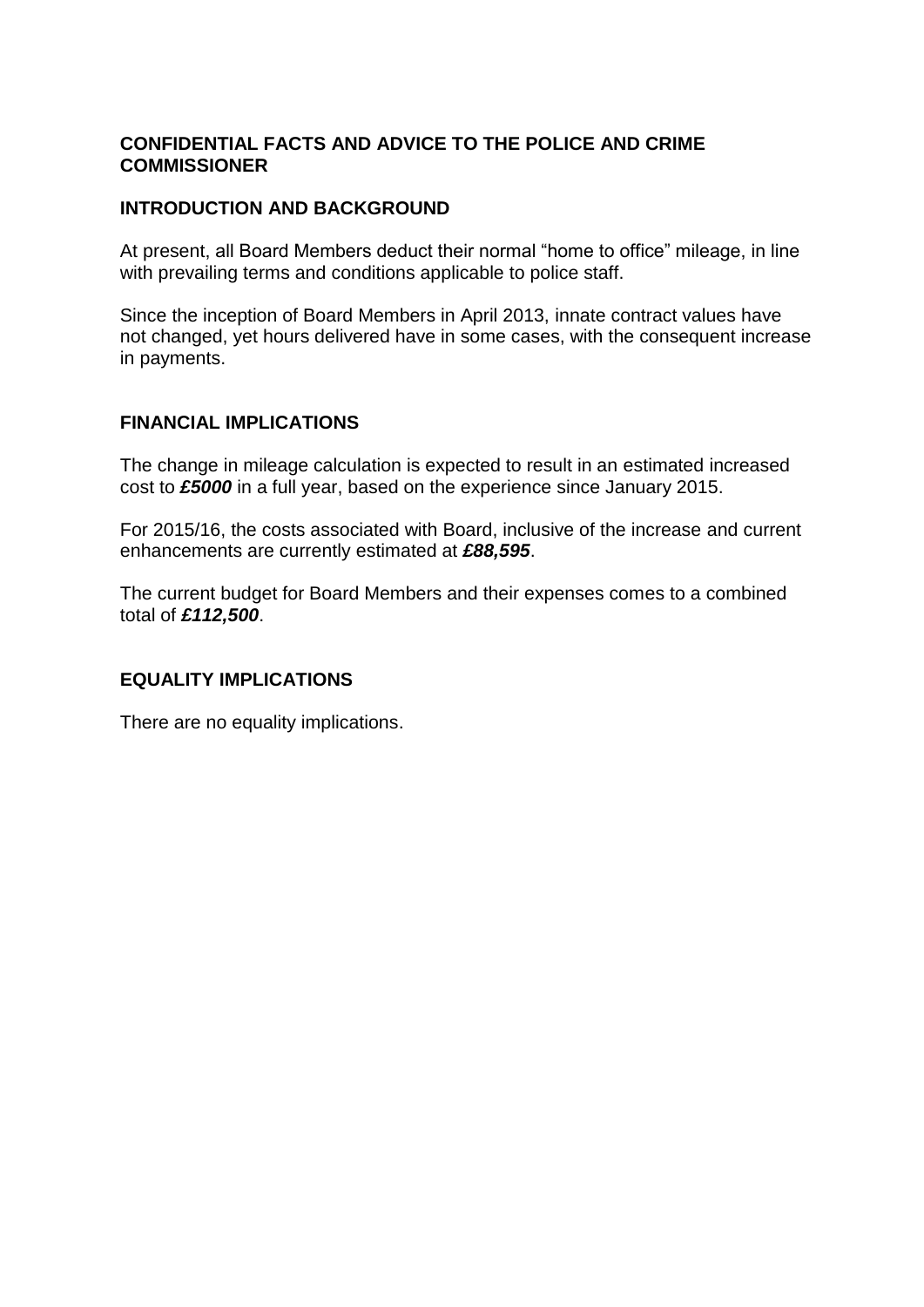**CONFIDENTIAL FACTS AND ADVICE TO THE POLICE AND CRIME COMMISSIONER**

**INTRODUCTION AND BACKGROUND**

At present, all Board Members deduct their normal "home to office" mileage, in line with prevailing terms and conditions applicable to police staff.

Since the inception of Board Members in April 2013, innate contract values have not changed, yet hours delivered have in some cases, with the consequent increase in payments.

**FINANCIAL IMPLICATIONS**

The change in mileage calculation is expected to result in an estimated increased cost to ***£5000*** in a full year, based on the experience since January 2015.

For 2015/16, the costs associated with Board, inclusive of the increase and current enhancements are currently estimated at ***£88,595***.

The current budget for Board Members and their expenses comes to a combined total of ***£112,500***.

**EQUALITY IMPLICATIONS**

There are no equality implications.